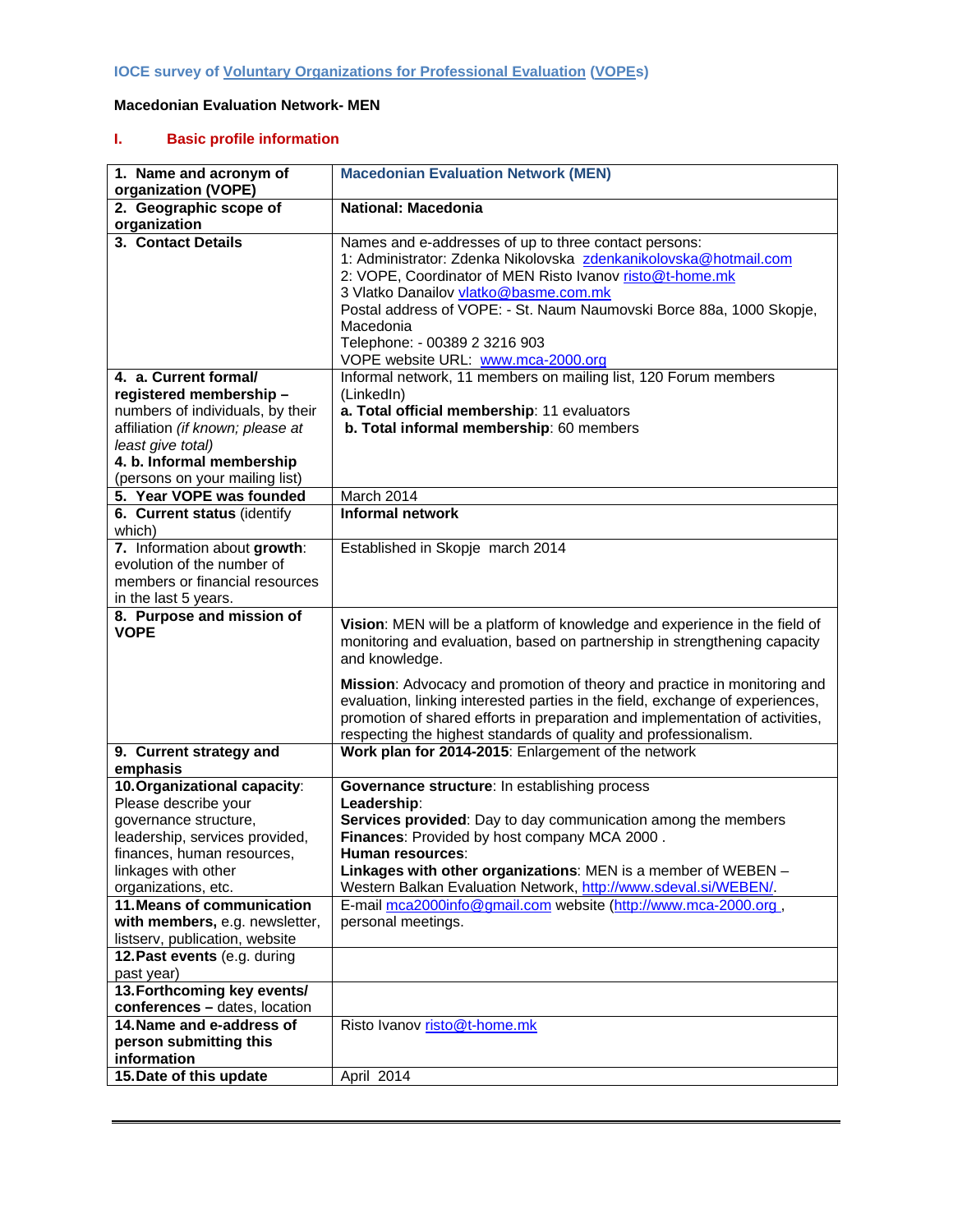**IOCE survey of Voluntary Organizations for Professional Evaluation (VOPEs)**

**Macedonian Evaluation Network- MEN**

## I. Basic profile information

| | |
|---|---|
| **1. Name and acronym of organization (VOPE)** | **Macedonian Evaluation Network (MEN)** |
| **2. Geographic scope of organization** | **National: Macedonia** |
| **3. Contact Details** | Names and e-addresses of up to three contact persons:<br>1: Administrator: Zdenka Nikolovska zdenkanikolovska@hotmail.com<br>2: VOPE, Coordinator of MEN Risto Ivanov risto@t-home.mk<br>3 Vlatko Danailov vlatko@basme.com.mk<br>Postal address of VOPE: - St. Naum Naumovski Borce 88a, 1000 Skopje, Macedonia<br>Telephone: - 00389 2 3216 903<br>VOPE website URL: www.mca-2000.org |
| **4. a. Current formal/ registered membership –** numbers of individuals, by their affiliation *(if known; please at least give total)*<br>**4. b. Informal membership** (persons on your mailing list) | Informal network, 11 members on mailing list, 120 Forum members (LinkedIn)<br>**a. Total official membership**: 11 evaluators<br>**b. Total informal membership**: 60 members |
| **5. Year VOPE was founded** | March 2014 |
| **6. Current status** (identify which) | **Informal network** |
| **7.** Information about **growth**: evolution of the number of members or financial resources in the last 5 years. | Established in Skopje march 2014 |
| **8. Purpose and mission of VOPE** | **Vision**: MEN will be a platform of knowledge and experience in the field of monitoring and evaluation, based on partnership in strengthening capacity and knowledge.<br>**Mission**: Advocacy and promotion of theory and practice in monitoring and evaluation, linking interested parties in the field, exchange of experiences, promotion of shared efforts in preparation and implementation of activities, respecting the highest standards of quality and professionalism. |
| **9. Current strategy and emphasis** | **Work plan for 2014-2015**: Enlargement of the network |
| **10. Organizational capacity**: Please describe your governance structure, leadership, services provided, finances, human resources, linkages with other organizations, etc. | **Governance structure**: In establishing process<br>**Leadership**:<br>**Services provided**: Day to day communication among the members<br>**Finances**: Provided by host company MCA 2000 .<br>**Human resources**:<br>**Linkages with other organizations**: MEN is a member of WEBEN – Western Balkan Evaluation Network, http://www.sdeval.si/WEBEN/. |
| **11. Means of communication with members,** e.g. newsletter, listserv, publication, website | E-mail mca2000info@gmail.com website (http://www.mca-2000.org , personal meetings. |
| **12. Past events** (e.g. during past year) | |
| **13. Forthcoming key events/ conferences –** dates, location | |
| **14. Name and e-address of person submitting this information** | Risto Ivanov risto@t-home.mk |
| **15. Date of this update** | April 2014 |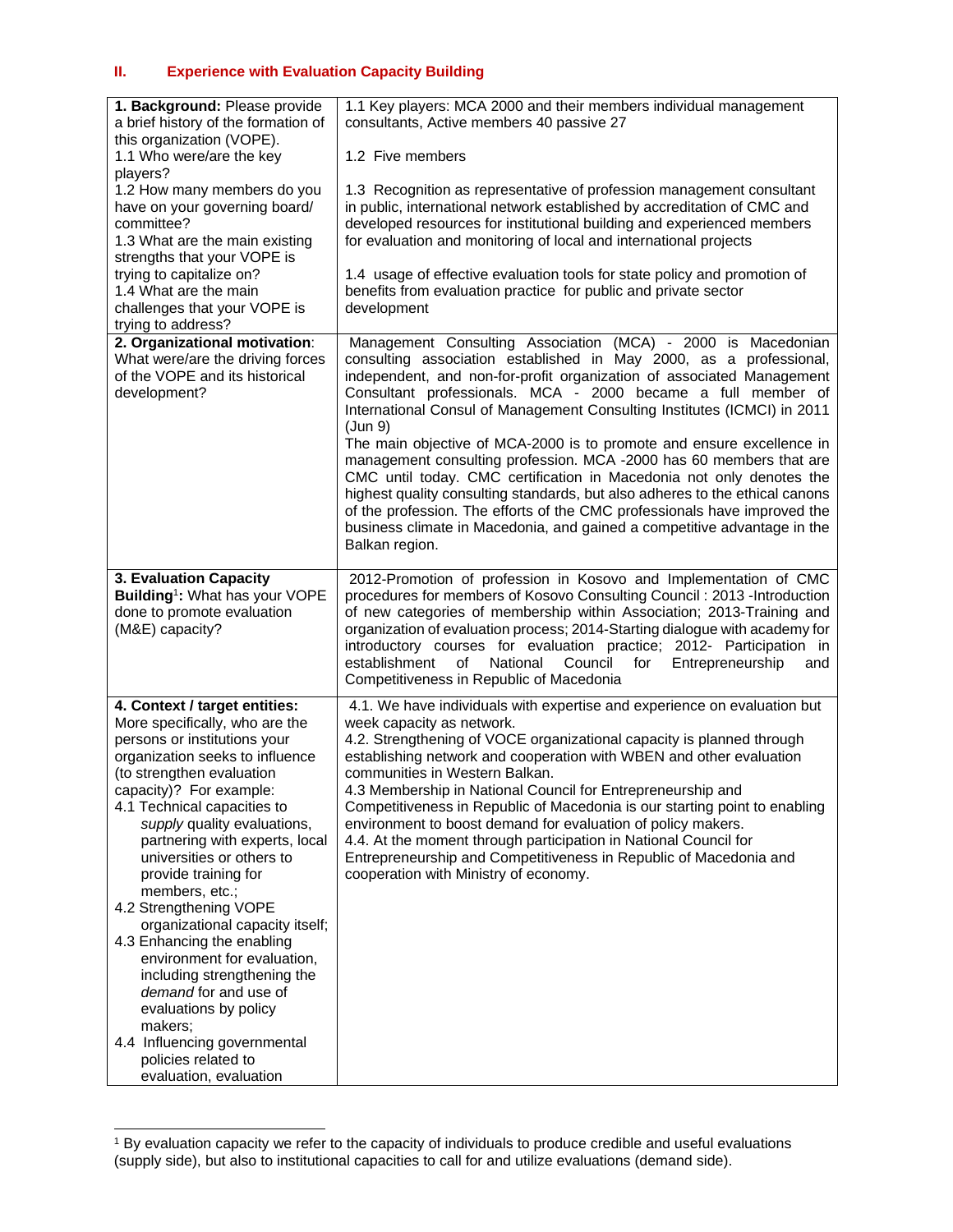## II. Experience with Evaluation Capacity Building

| | |
|---|---|
| **1. Background:** Please provide a brief history of the formation of this organization (VOPE).<br>1.1 Who were/are the key players?<br>1.2 How many members do you have on your governing board/ committee?<br>1.3 What are the main existing strengths that your VOPE is trying to capitalize on?<br>1.4 What are the main challenges that your VOPE is trying to address? | 1.1 Key players: MCA 2000 and their members individual management consultants, Active members 40 passive 27<br><br>1.2 Five members<br><br>1.3 Recognition as representative of profession management consultant in public, international network established by accreditation of CMC and developed resources for institutional building and experienced members for evaluation and monitoring of local and international projects<br><br>1.4 usage of effective evaluation tools for state policy and promotion of benefits from evaluation practice for public and private sector development |
| **2. Organizational motivation**: What were/are the driving forces of the VOPE and its historical development? | Management Consulting Association (MCA) - 2000 is Macedonian consulting association established in May 2000, as a professional, independent, and non-for-profit organization of associated Management Consultant professionals. MCA - 2000 became a full member of International Consul of Management Consulting Institutes (ICMCI) in 2011 (Jun 9)<br>The main objective of MCA-2000 is to promote and ensure excellence in management consulting profession. MCA -2000 has 60 members that are CMC until today. CMC certification in Macedonia not only denotes the highest quality consulting standards, but also adheres to the ethical canons of the profession. The efforts of the CMC professionals have improved the business climate in Macedonia, and gained a competitive advantage in the Balkan region. |
| **3. Evaluation Capacity Building**[1]**:** What has your VOPE done to promote evaluation (M&E) capacity? | 2012-Promotion of profession in Kosovo and Implementation of CMC procedures for members of Kosovo Consulting Council : 2013 -Introduction of new categories of membership within Association; 2013-Training and organization of evaluation process; 2014-Starting dialogue with academy for introductory courses for evaluation practice; 2012- Participation in establishment of National Council for Entrepreneurship and Competitiveness in Republic of Macedonia |
| **4. Context / target entities:** More specifically, who are the persons or institutions your organization seeks to influence (to strengthen evaluation capacity)? For example:<br>4.1 Technical capacities to *supply* quality evaluations, partnering with experts, local universities or others to provide training for members, etc.;<br>4.2 Strengthening VOPE organizational capacity itself;<br>4.3 Enhancing the enabling environment for evaluation, including strengthening the *demand* for and use of evaluations by policy makers;<br>4.4 Influencing governmental policies related to evaluation, evaluation | 4.1. We have individuals with expertise and experience on evaluation but week capacity as network.<br>4.2. Strengthening of VOCE organizational capacity is planned through establishing network and cooperation with WBEN and other evaluation communities in Western Balkan.<br>4.3 Membership in National Council for Entrepreneurship and Competitiveness in Republic of Macedonia is our starting point to enabling environment to boost demand for evaluation of policy makers.<br>4.4. At the moment through participation in National Council for Entrepreneurship and Competitiveness in Republic of Macedonia and cooperation with Ministry of economy. |

[1] By evaluation capacity we refer to the capacity of individuals to produce credible and useful evaluations (supply side), but also to institutional capacities to call for and utilize evaluations (demand side).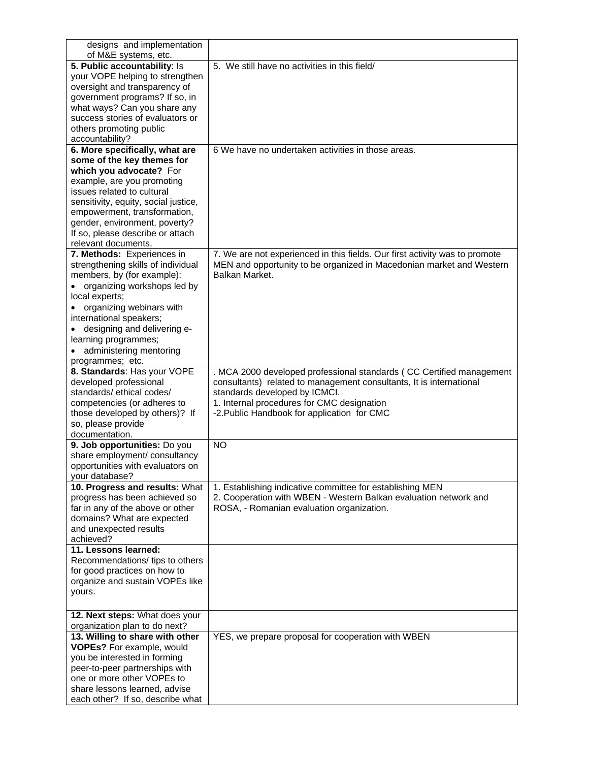| | |
|---|---|
| designs and implementation of M&E systems, etc. | |
| **5. Public accountability**: Is your VOPE helping to strengthen oversight and transparency of government programs? If so, in what ways? Can you share any success stories of evaluators or others promoting public accountability? | 5. We still have no activities in this field/ |
| **6. More specifically, what are some of the key themes for which you advocate?** For example, are you promoting issues related to cultural sensitivity, equity, social justice, empowerment, transformation, gender, environment, poverty? If so, please describe or attach relevant documents. | 6 We have no undertaken activities in those areas. |
| **7. Methods:** Experiences in strengthening skills of individual members, by (for example): <br>• organizing workshops led by local experts; <br>• organizing webinars with international speakers; <br>• designing and delivering e-learning programmes; <br>• administering mentoring programmes; etc. | 7. We are not experienced in this fields. Our first activity was to promote MEN and opportunity to be organized in Macedonian market and Western Balkan Market. |
| **8. Standards**: Has your VOPE developed professional standards/ ethical codes/ competencies (or adheres to those developed by others)? If so, please provide documentation. | . MCA 2000 developed professional standards ( CC Certified management consultants) related to management consultants, It is international standards developed by ICMCI. <br>1. Internal procedures for CMC designation <br>-2.Public Handbook for application for CMC |
| **9. Job opportunities:** Do you share employment/ consultancy opportunities with evaluators on your database? | NO |
| **10. Progress and results:** What progress has been achieved so far in any of the above or other domains? What are expected and unexpected results achieved? | 1. Establishing indicative committee for establishing MEN <br>2. Cooperation with WBEN - Western Balkan evaluation network and ROSA, - Romanian evaluation organization. |
| **11. Lessons learned:** Recommendations/ tips to others for good practices on how to organize and sustain VOPEs like yours. | |
| **12. Next steps:** What does your organization plan to do next? | |
| **13. Willing to share with other VOPEs?** For example, would you be interested in forming peer-to-peer partnerships with one or more other VOPEs to share lessons learned, advise each other? If so, describe what | YES, we prepare proposal for cooperation with WBEN |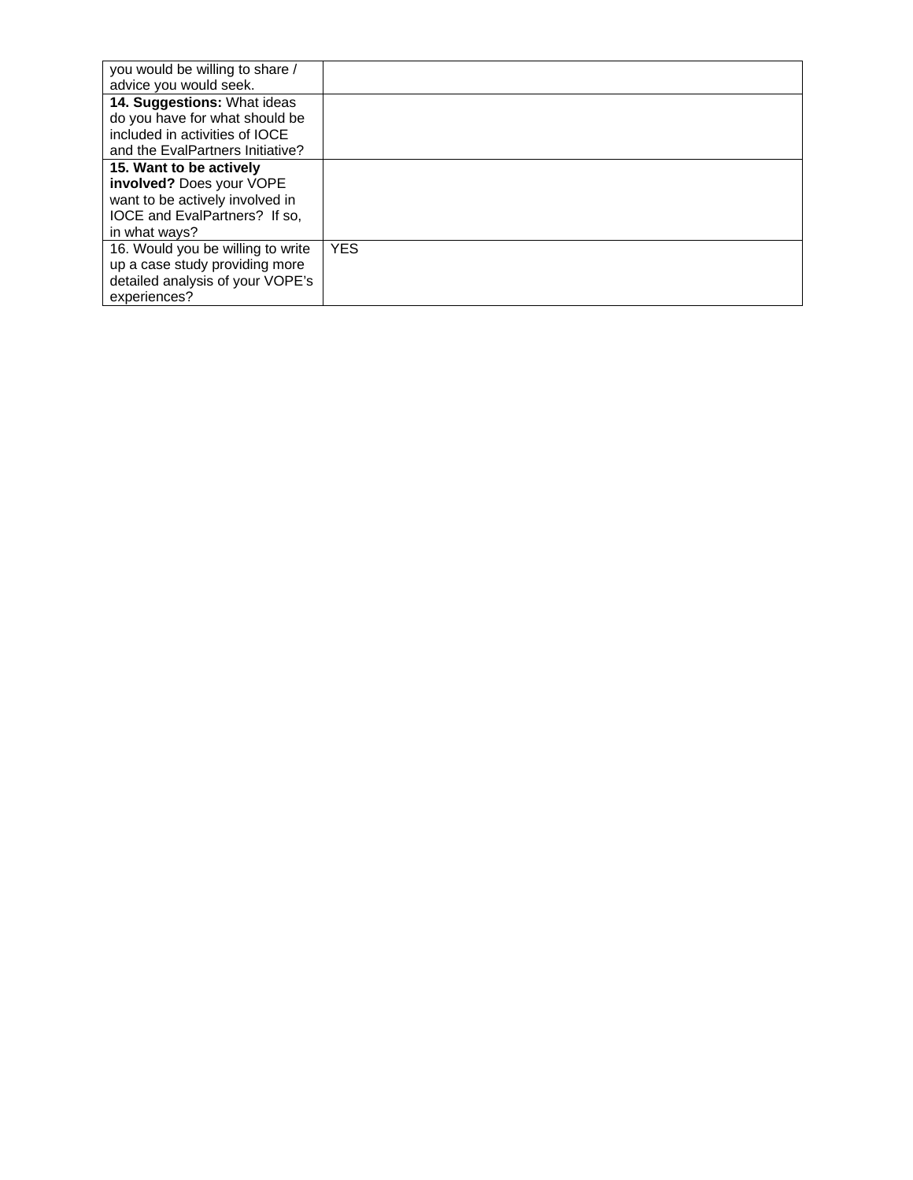| | |
|---|---|
| you would be willing to share / advice you would seek. | |
| **14. Suggestions:** What ideas do you have for what should be included in activities of IOCE and the EvalPartners Initiative? | |
| **15. Want to be actively involved?** Does your VOPE want to be actively involved in IOCE and EvalPartners? If so, in what ways? | |
| 16. Would you be willing to write up a case study providing more detailed analysis of your VOPE's experiences? | YES |